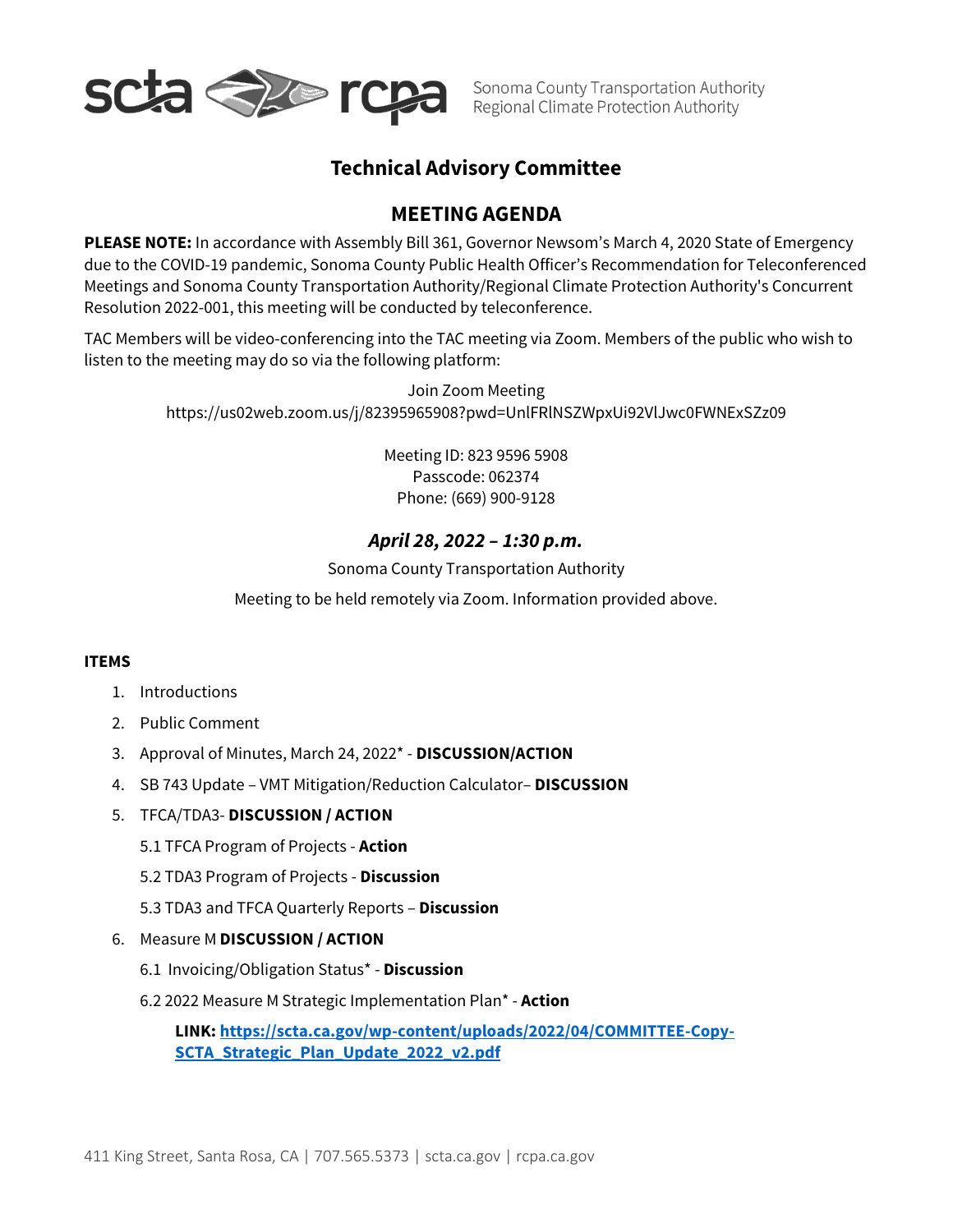scta rcpa Sonoma County Transportation Authority
Regional Climate Protection Authority

# Technical Advisory Committee

## MEETING AGENDA

**PLEASE NOTE:** In accordance with Assembly Bill 361, Governor Newsom's March 4, 2020 State of Emergency due to the COVID-19 pandemic, Sonoma County Public Health Officer's Recommendation for Teleconferenced Meetings and Sonoma County Transportation Authority/Regional Climate Protection Authority's Concurrent Resolution 2022-001, this meeting will be conducted by teleconference.

TAC Members will be video-conferencing into the TAC meeting via Zoom. Members of the public who wish to listen to the meeting may do so via the following platform:

Join Zoom Meeting
https://us02web.zoom.us/j/82395965908?pwd=UnlFRlNSZWpxUi92VlJwc0FWNExSZz09

Meeting ID: 823 9596 5908
Passcode: 062374
Phone: (669) 900-9128

### *April 28, 2022 – 1:30 p.m.*

Sonoma County Transportation Authority

Meeting to be held remotely via Zoom. Information provided above.

**ITEMS**

1. Introductions
2. Public Comment
3. Approval of Minutes, March 24, 2022* - **DISCUSSION/ACTION**
4. SB 743 Update – VMT Mitigation/Reduction Calculator– **DISCUSSION**
5. TFCA/TDA3- **DISCUSSION / ACTION**

   5.1 TFCA Program of Projects - **Action**

   5.2 TDA3 Program of Projects - **Discussion**

   5.3 TDA3 and TFCA Quarterly Reports – **Discussion**
6. Measure M **DISCUSSION / ACTION**

   6.1 Invoicing/Obligation Status* - **Discussion**

   6.2 2022 Measure M Strategic Implementation Plan* - **Action**

   **LINK: [https://scta.ca.gov/wp-content/uploads/2022/04/COMMITTEE-Copy-SCTA_Strategic_Plan_Update_2022_v2.pdf](https://scta.ca.gov/wp-content/uploads/2022/04/COMMITTEE-Copy-SCTA_Strategic_Plan_Update_2022_v2.pdf)**

411 King Street, Santa Rosa, CA | 707.565.5373 | scta.ca.gov | rcpa.ca.gov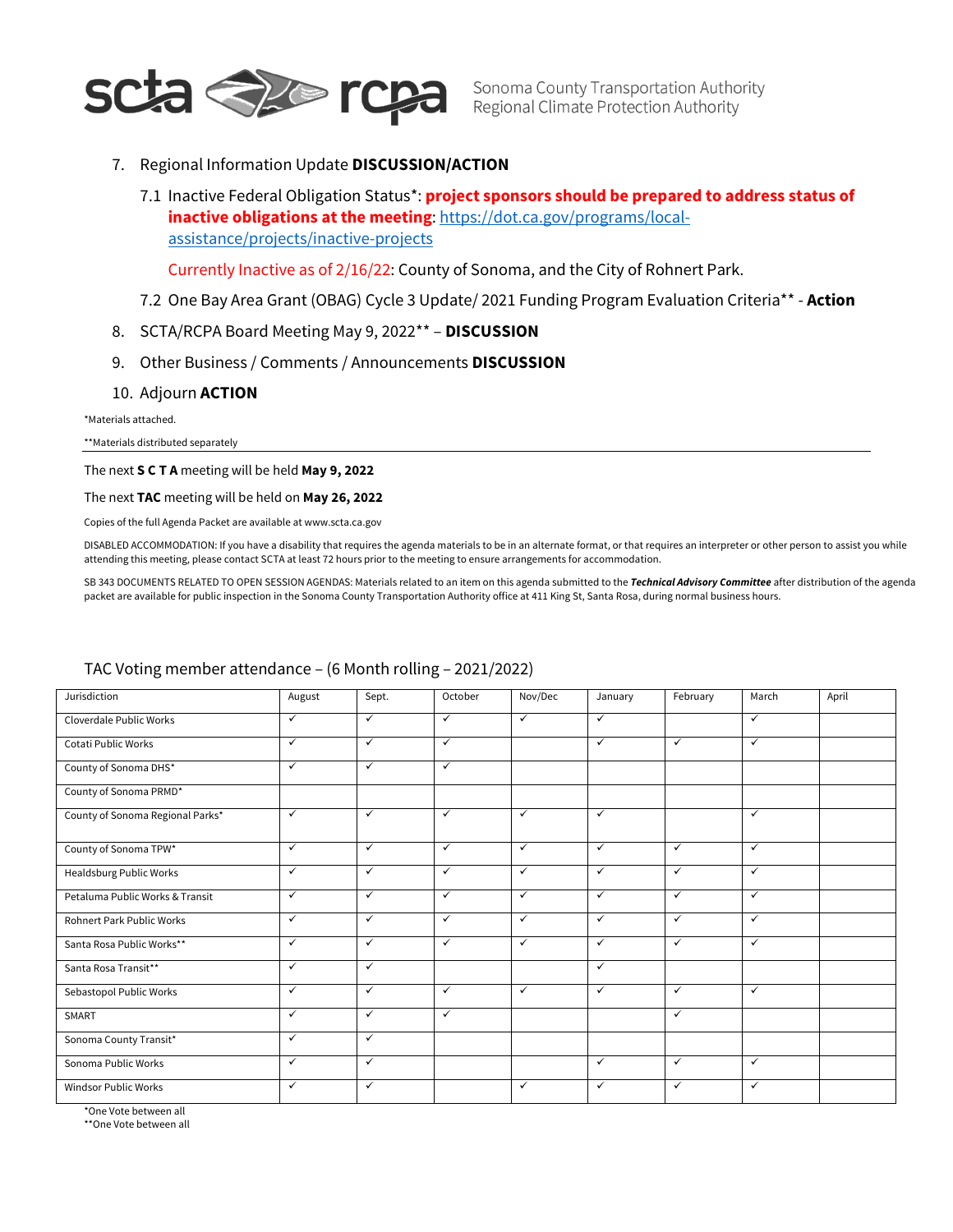7. Regional Information Update **DISCUSSION/ACTION**

   7.1 Inactive Federal Obligation Status*: **project sponsors should be prepared to address status of inactive obligations at the meeting**: https://dot.ca.gov/programs/local-assistance/projects/inactive-projects

   Currently Inactive as of 2/16/22: County of Sonoma, and the City of Rohnert Park.

   7.2 One Bay Area Grant (OBAG) Cycle 3 Update/ 2021 Funding Program Evaluation Criteria** - **Action**

8. SCTA/RCPA Board Meeting May 9, 2022** – **DISCUSSION**

9. Other Business / Comments / Announcements **DISCUSSION**

10. Adjourn **ACTION**

*Materials attached.

**Materials distributed separately

The next **S C T A** meeting will be held **May 9, 2022**

The next **TAC** meeting will be held on **May 26, 2022**

Copies of the full Agenda Packet are available at www.scta.ca.gov

DISABLED ACCOMMODATION: If you have a disability that requires the agenda materials to be in an alternate format, or that requires an interpreter or other person to assist you while attending this meeting, please contact SCTA at least 72 hours prior to the meeting to ensure arrangements for accommodation.

SB 343 DOCUMENTS RELATED TO OPEN SESSION AGENDAS: Materials related to an item on this agenda submitted to the ***Technical Advisory Committee*** after distribution of the agenda packet are available for public inspection in the Sonoma County Transportation Authority office at 411 King St, Santa Rosa, during normal business hours.

## TAC Voting member attendance – (6 Month rolling – 2021/2022)

| Jurisdiction | August | Sept. | October | Nov/Dec | January | February | March | April |
|---|---|---|---|---|---|---|---|---|
| Cloverdale Public Works | ✓ | ✓ | ✓ | ✓ | ✓ | | ✓ | |
| Cotati Public Works | ✓ | ✓ | ✓ | | ✓ | ✓ | ✓ | |
| County of Sonoma DHS* | ✓ | ✓ | ✓ | | | | | |
| County of Sonoma PRMD* | | | | | | | | |
| County of Sonoma Regional Parks* | ✓ | ✓ | ✓ | ✓ | ✓ | | ✓ | |
| County of Sonoma TPW* | ✓ | ✓ | ✓ | ✓ | ✓ | ✓ | ✓ | |
| Healdsburg Public Works | ✓ | ✓ | ✓ | ✓ | ✓ | ✓ | ✓ | |
| Petaluma Public Works & Transit | ✓ | ✓ | ✓ | ✓ | ✓ | ✓ | ✓ | |
| Rohnert Park Public Works | ✓ | ✓ | ✓ | ✓ | ✓ | ✓ | ✓ | |
| Santa Rosa Public Works** | ✓ | ✓ | ✓ | ✓ | ✓ | ✓ | ✓ | |
| Santa Rosa Transit** | ✓ | ✓ | | | ✓ | | | |
| Sebastopol Public Works | ✓ | ✓ | ✓ | ✓ | ✓ | ✓ | ✓ | |
| SMART | ✓ | ✓ | ✓ | | | ✓ | | |
| Sonoma County Transit* | ✓ | ✓ | | | | | | |
| Sonoma Public Works | ✓ | ✓ | | | ✓ | ✓ | ✓ | |
| Windsor Public Works | ✓ | ✓ | | ✓ | ✓ | ✓ | ✓ | |

*One Vote between all
**One Vote between all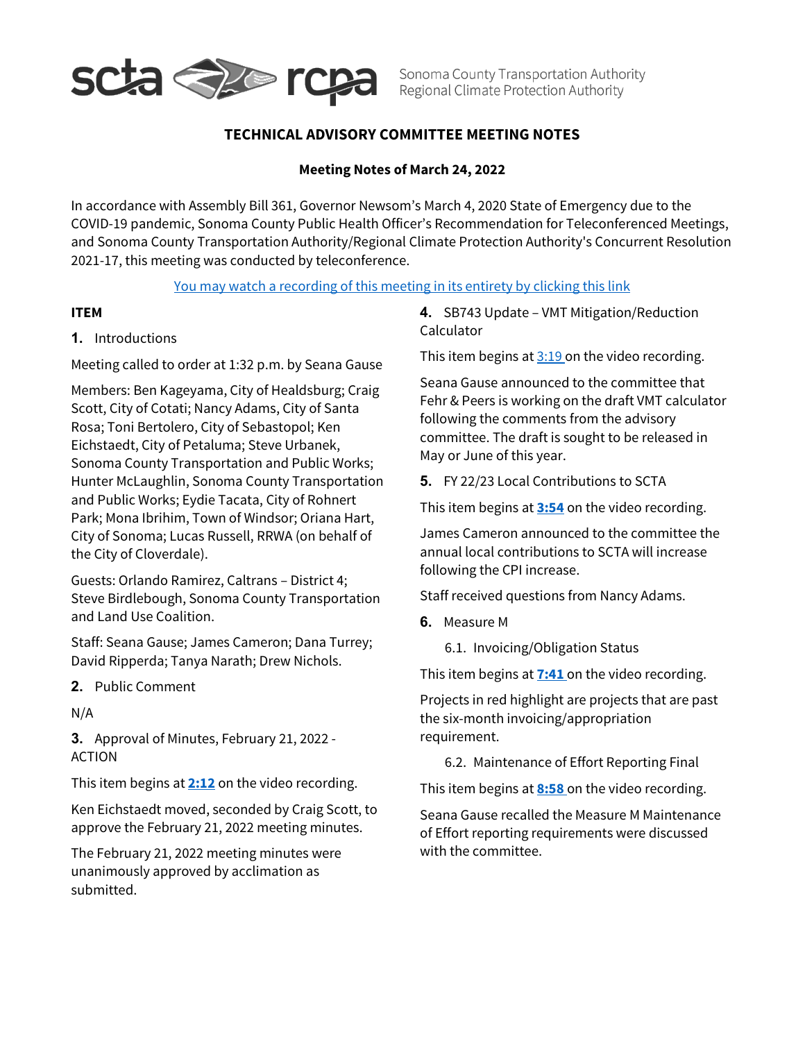scta rcpa Sonoma County Transportation Authority
Regional Climate Protection Authority

# TECHNICAL ADVISORY COMMITTEE MEETING NOTES

## Meeting Notes of March 24, 2022

In accordance with Assembly Bill 361, Governor Newsom's March 4, 2020 State of Emergency due to the COVID-19 pandemic, Sonoma County Public Health Officer's Recommendation for Teleconferenced Meetings, and Sonoma County Transportation Authority/Regional Climate Protection Authority's Concurrent Resolution 2021-17, this meeting was conducted by teleconference.

You may watch a recording of this meeting in its entirety by clicking this link

**ITEM**

**1.** Introductions

Meeting called to order at 1:32 p.m. by Seana Gause

Members: Ben Kageyama, City of Healdsburg; Craig Scott, City of Cotati; Nancy Adams, City of Santa Rosa; Toni Bertolero, City of Sebastopol; Ken Eichstaedt, City of Petaluma; Steve Urbanek, Sonoma County Transportation and Public Works; Hunter McLaughlin, Sonoma County Transportation and Public Works; Eydie Tacata, City of Rohnert Park; Mona Ibrihim, Town of Windsor; Oriana Hart, City of Sonoma; Lucas Russell, RRWA (on behalf of the City of Cloverdale).

Guests: Orlando Ramirez, Caltrans – District 4; Steve Birdlebough, Sonoma County Transportation and Land Use Coalition.

Staff: Seana Gause; James Cameron; Dana Turrey; David Ripperda; Tanya Narath; Drew Nichols.

**2.** Public Comment

N/A

**3.** Approval of Minutes, February 21, 2022 - ACTION

This item begins at **2:12** on the video recording.

Ken Eichstaedt moved, seconded by Craig Scott, to approve the February 21, 2022 meeting minutes.

The February 21, 2022 meeting minutes were unanimously approved by acclimation as submitted.

**4.** SB743 Update – VMT Mitigation/Reduction Calculator

This item begins at 3:19 on the video recording.

Seana Gause announced to the committee that Fehr & Peers is working on the draft VMT calculator following the comments from the advisory committee. The draft is sought to be released in May or June of this year.

**5.** FY 22/23 Local Contributions to SCTA

This item begins at **3:54** on the video recording.

James Cameron announced to the committee the annual local contributions to SCTA will increase following the CPI increase.

Staff received questions from Nancy Adams.

**6.** Measure M

6.1. Invoicing/Obligation Status

This item begins at **7:41** on the video recording.

Projects in red highlight are projects that are past the six-month invoicing/appropriation requirement.

6.2. Maintenance of Effort Reporting Final

This item begins at **8:58** on the video recording.

Seana Gause recalled the Measure M Maintenance of Effort reporting requirements were discussed with the committee.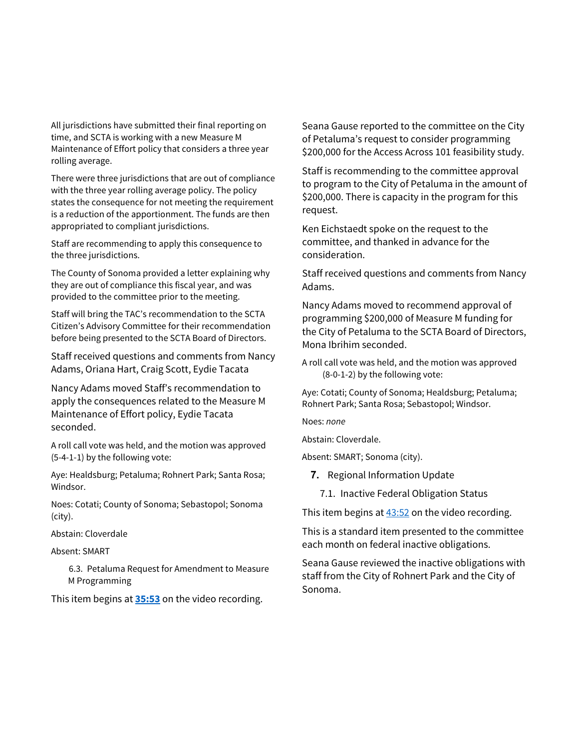All jurisdictions have submitted their final reporting on time, and SCTA is working with a new Measure M Maintenance of Effort policy that considers a three year rolling average.

There were three jurisdictions that are out of compliance with the three year rolling average policy. The policy states the consequence for not meeting the requirement is a reduction of the apportionment. The funds are then appropriated to compliant jurisdictions.

Staff are recommending to apply this consequence to the three jurisdictions.

The County of Sonoma provided a letter explaining why they are out of compliance this fiscal year, and was provided to the committee prior to the meeting.

Staff will bring the TAC's recommendation to the SCTA Citizen's Advisory Committee for their recommendation before being presented to the SCTA Board of Directors.

Staff received questions and comments from Nancy Adams, Oriana Hart, Craig Scott, Eydie Tacata

Nancy Adams moved Staff's recommendation to apply the consequences related to the Measure M Maintenance of Effort policy, Eydie Tacata seconded.

A roll call vote was held, and the motion was approved (5-4-1-1) by the following vote:

Aye: Healdsburg; Petaluma; Rohnert Park; Santa Rosa; Windsor.

Noes: Cotati; County of Sonoma; Sebastopol; Sonoma (city).

Abstain: Cloverdale

Absent: SMART

### 6.3. Petaluma Request for Amendment to Measure M Programming

This item begins at **35:53** on the video recording.

Seana Gause reported to the committee on the City of Petaluma's request to consider programming $200,000 for the Access Across 101 feasibility study.

Staff is recommending to the committee approval to program to the City of Petaluma in the amount of $200,000. There is capacity in the program for this request.

Ken Eichstaedt spoke on the request to the committee, and thanked in advance for the consideration.

Staff received questions and comments from Nancy Adams.

Nancy Adams moved to recommend approval of programming $200,000 of Measure M funding for the City of Petaluma to the SCTA Board of Directors, Mona Ibrihim seconded.

A roll call vote was held, and the motion was approved (8-0-1-2) by the following vote:

Aye: Cotati; County of Sonoma; Healdsburg; Petaluma; Rohnert Park; Santa Rosa; Sebastopol; Windsor.

Noes: *none*

Abstain: Cloverdale.

Absent: SMART; Sonoma (city).

## 7. Regional Information Update

### 7.1. Inactive Federal Obligation Status

This item begins at 43:52 on the video recording.

This is a standard item presented to the committee each month on federal inactive obligations.

Seana Gause reviewed the inactive obligations with staff from the City of Rohnert Park and the City of Sonoma.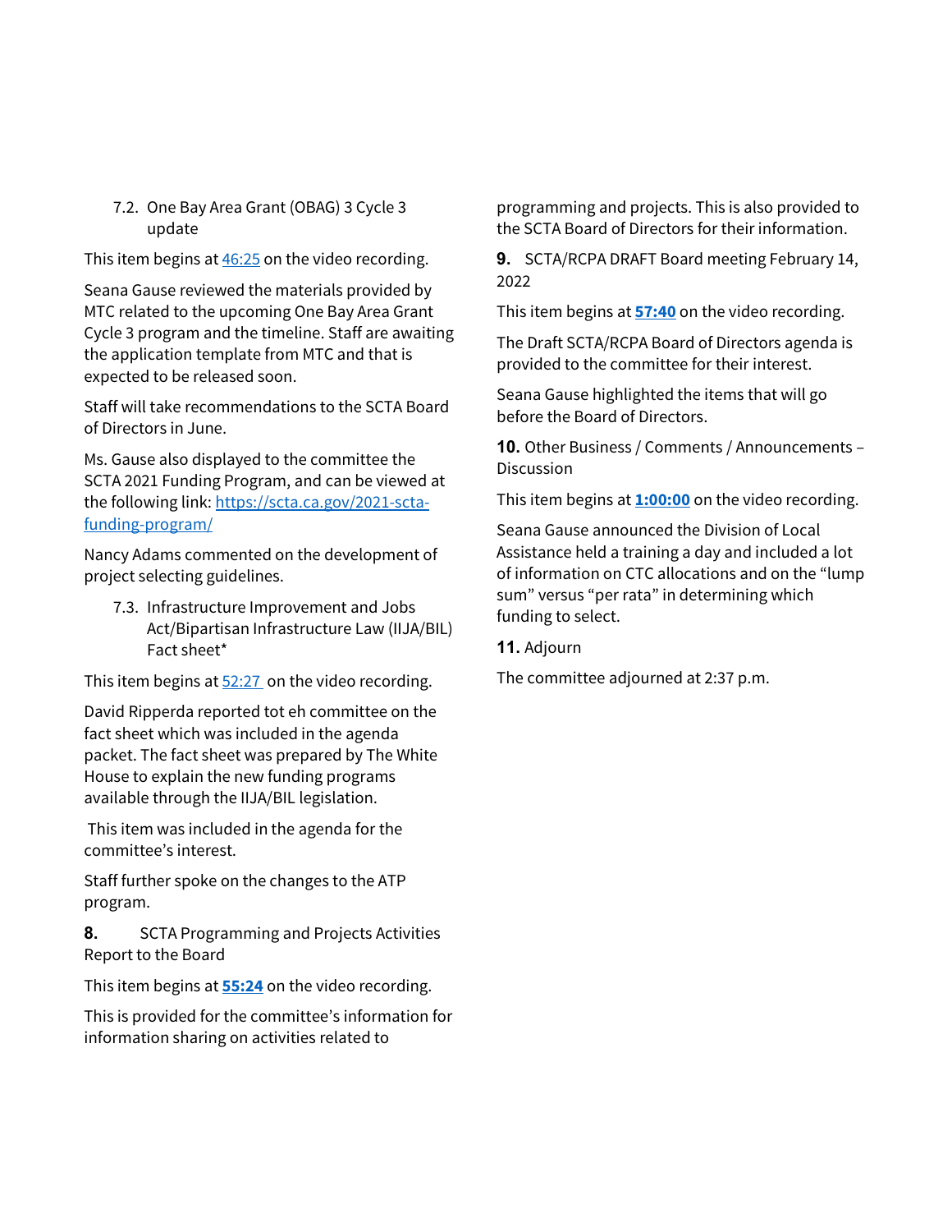7.2. One Bay Area Grant (OBAG) 3 Cycle 3 update

This item begins at 46:25 on the video recording.

Seana Gause reviewed the materials provided by MTC related to the upcoming One Bay Area Grant Cycle 3 program and the timeline. Staff are awaiting the application template from MTC and that is expected to be released soon.

Staff will take recommendations to the SCTA Board of Directors in June.

Ms. Gause also displayed to the committee the SCTA 2021 Funding Program, and can be viewed at the following link: https://scta.ca.gov/2021-scta-funding-program/

Nancy Adams commented on the development of project selecting guidelines.

7.3. Infrastructure Improvement and Jobs Act/Bipartisan Infrastructure Law (IIJA/BIL) Fact sheet*

This item begins at 52:27 on the video recording.

David Ripperda reported tot eh committee on the fact sheet which was included in the agenda packet. The fact sheet was prepared by The White House to explain the new funding programs available through the IIJA/BIL legislation.

This item was included in the agenda for the committee's interest.

Staff further spoke on the changes to the ATP program.

**8.** SCTA Programming and Projects Activities Report to the Board

This item begins at **55:24** on the video recording.

This is provided for the committee's information for information sharing on activities related to programming and projects. This is also provided to the SCTA Board of Directors for their information.

**9.** SCTA/RCPA DRAFT Board meeting February 14, 2022

This item begins at **57:40** on the video recording.

The Draft SCTA/RCPA Board of Directors agenda is provided to the committee for their interest.

Seana Gause highlighted the items that will go before the Board of Directors.

**10.** Other Business / Comments / Announcements – Discussion

This item begins at **1:00:00** on the video recording.

Seana Gause announced the Division of Local Assistance held a training a day and included a lot of information on CTC allocations and on the "lump sum" versus "per rata" in determining which funding to select.

**11.** Adjourn

The committee adjourned at 2:37 p.m.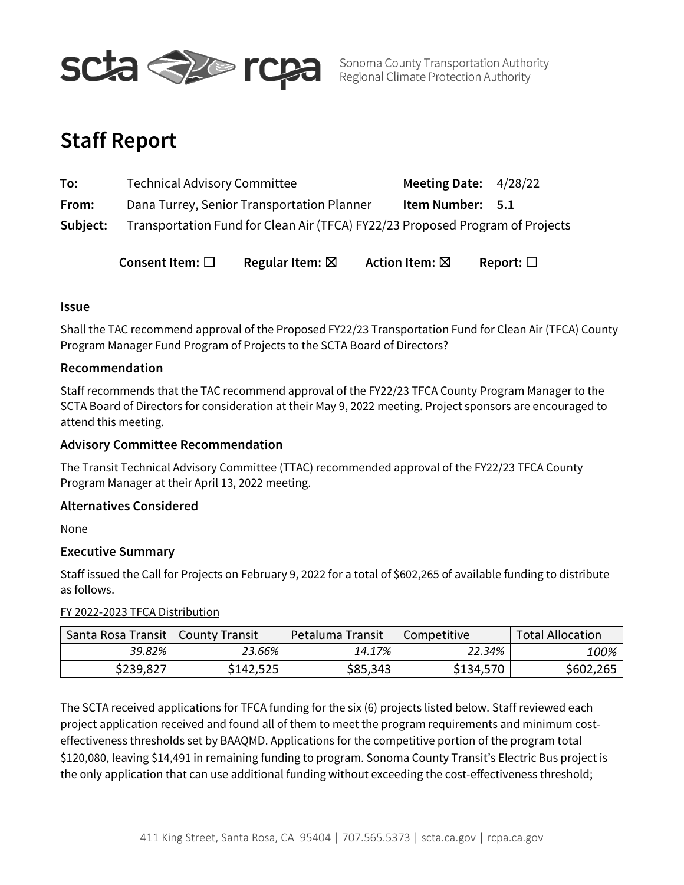# Staff Report

**To:** Technical Advisory Committee **Meeting Date:** 4/28/22

**From:** Dana Turrey, Senior Transportation Planner **Item Number:** **5.1**

**Subject:** Transportation Fund for Clean Air (TFCA) FY22/23 Proposed Program of Projects

**Consent Item:** ☐ **Regular Item:** ☒ **Action Item:** ☒ **Report:** ☐

### Issue

Shall the TAC recommend approval of the Proposed FY22/23 Transportation Fund for Clean Air (TFCA) County Program Manager Fund Program of Projects to the SCTA Board of Directors?

### Recommendation

Staff recommends that the TAC recommend approval of the FY22/23 TFCA County Program Manager to the SCTA Board of Directors for consideration at their May 9, 2022 meeting. Project sponsors are encouraged to attend this meeting.

### Advisory Committee Recommendation

The Transit Technical Advisory Committee (TTAC) recommended approval of the FY22/23 TFCA County Program Manager at their April 13, 2022 meeting.

### Alternatives Considered

None

### Executive Summary

Staff issued the Call for Projects on February 9, 2022 for a total of $602,265 of available funding to distribute as follows.

FY 2022-2023 TFCA Distribution

| Santa Rosa Transit | County Transit | Petaluma Transit | Competitive | Total Allocation |
|---|---|---|---|---|
| *39.82%* | *23.66%* | *14.17%* | *22.34%* | *100%* |
| $239,827 | $142,525 | $85,343 | $134,570 | $602,265 |

The SCTA received applications for TFCA funding for the six (6) projects listed below. Staff reviewed each project application received and found all of them to meet the program requirements and minimum cost-effectiveness thresholds set by BAAQMD. Applications for the competitive portion of the program total $120,080, leaving $14,491 in remaining funding to program. Sonoma County Transit's Electric Bus project is the only application that can use additional funding without exceeding the cost-effectiveness threshold;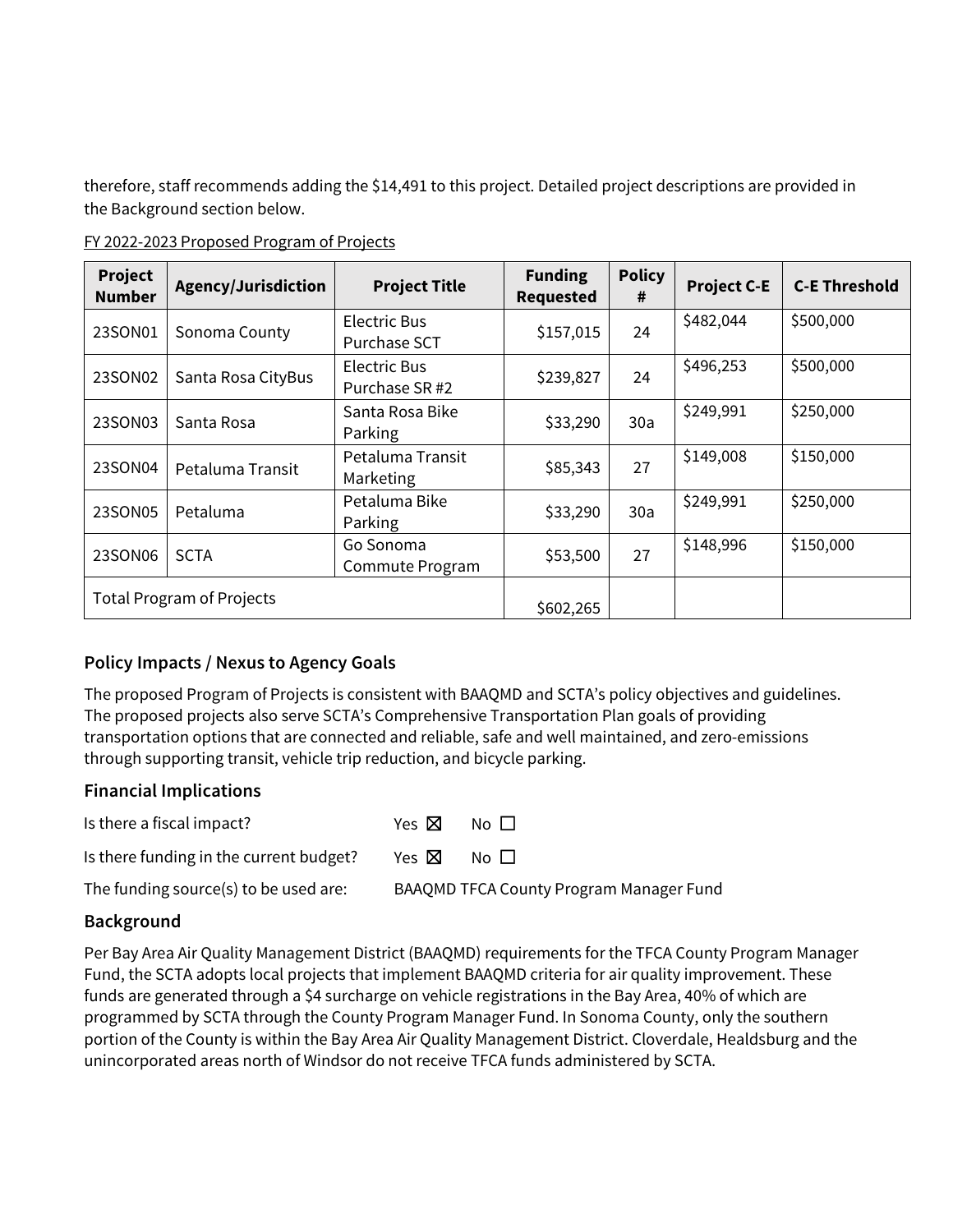therefore, staff recommends adding the $14,491 to this project. Detailed project descriptions are provided in the Background section below.

FY 2022-2023 Proposed Program of Projects

| Project Number | Agency/Jurisdiction | Project Title | Funding Requested | Policy # | Project C-E | C-E Threshold |
|---|---|---|---|---|---|---|
| 23SON01 | Sonoma County | Electric Bus Purchase SCT | $157,015 | 24 | $482,044 | $500,000 |
| 23SON02 | Santa Rosa CityBus | Electric Bus Purchase SR #2 | $239,827 | 24 | $496,253 | $500,000 |
| 23SON03 | Santa Rosa | Santa Rosa Bike Parking | $33,290 | 30a | $249,991 | $250,000 |
| 23SON04 | Petaluma Transit | Petaluma Transit Marketing | $85,343 | 27 | $149,008 | $150,000 |
| 23SON05 | Petaluma | Petaluma Bike Parking | $33,290 | 30a | $249,991 | $250,000 |
| 23SON06 | SCTA | Go Sonoma Commute Program | $53,500 | 27 | $148,996 | $150,000 |
| Total Program of Projects | | | $602,265 | | | |

### Policy Impacts / Nexus to Agency Goals

The proposed Program of Projects is consistent with BAAQMD and SCTA's policy objectives and guidelines. The proposed projects also serve SCTA's Comprehensive Transportation Plan goals of providing transportation options that are connected and reliable, safe and well maintained, and zero-emissions through supporting transit, vehicle trip reduction, and bicycle parking.

### Financial Implications

Is there a fiscal impact? Yes ☒ No ☐

Is there funding in the current budget? Yes ☒ No ☐

The funding source(s) to be used are: BAAQMD TFCA County Program Manager Fund

### Background

Per Bay Area Air Quality Management District (BAAQMD) requirements for the TFCA County Program Manager Fund, the SCTA adopts local projects that implement BAAQMD criteria for air quality improvement. These funds are generated through a $4 surcharge on vehicle registrations in the Bay Area, 40% of which are programmed by SCTA through the County Program Manager Fund. In Sonoma County, only the southern portion of the County is within the Bay Area Air Quality Management District. Cloverdale, Healdsburg and the unincorporated areas north of Windsor do not receive TFCA funds administered by SCTA.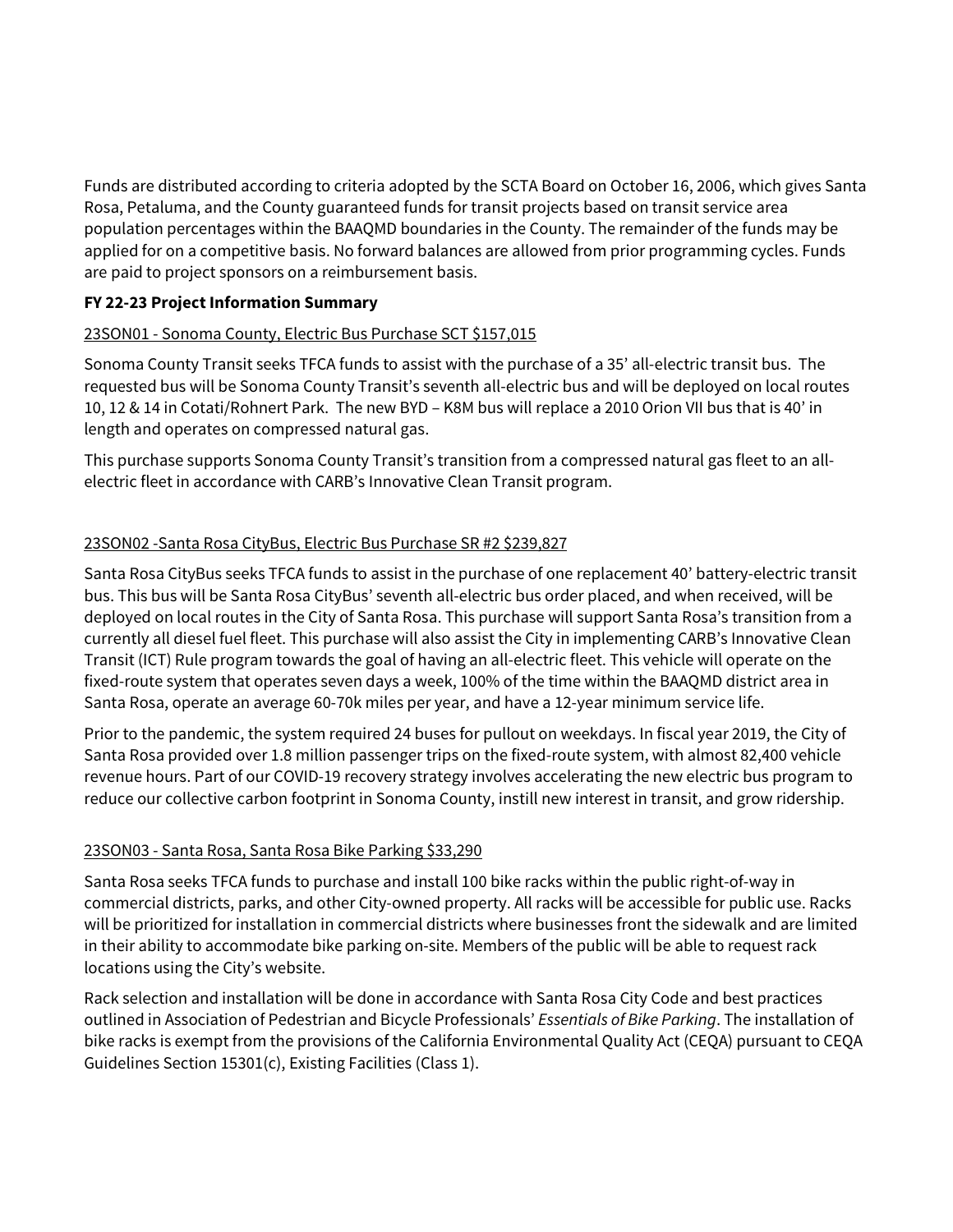Funds are distributed according to criteria adopted by the SCTA Board on October 16, 2006, which gives Santa Rosa, Petaluma, and the County guaranteed funds for transit projects based on transit service area population percentages within the BAAQMD boundaries in the County. The remainder of the funds may be applied for on a competitive basis. No forward balances are allowed from prior programming cycles. Funds are paid to project sponsors on a reimbursement basis.

**FY 22-23 Project Information Summary**

<u>23SON01 - Sonoma County, Electric Bus Purchase SCT $157,015</u>

Sonoma County Transit seeks TFCA funds to assist with the purchase of a 35' all-electric transit bus. The requested bus will be Sonoma County Transit's seventh all-electric bus and will be deployed on local routes 10, 12 & 14 in Cotati/Rohnert Park. The new BYD – K8M bus will replace a 2010 Orion VII bus that is 40' in length and operates on compressed natural gas.

This purchase supports Sonoma County Transit's transition from a compressed natural gas fleet to an all-electric fleet in accordance with CARB's Innovative Clean Transit program.

<u>23SON02 -Santa Rosa CityBus, Electric Bus Purchase SR #2 $239,827</u>

Santa Rosa CityBus seeks TFCA funds to assist in the purchase of one replacement 40' battery-electric transit bus. This bus will be Santa Rosa CityBus' seventh all-electric bus order placed, and when received, will be deployed on local routes in the City of Santa Rosa. This purchase will support Santa Rosa's transition from a currently all diesel fuel fleet. This purchase will also assist the City in implementing CARB's Innovative Clean Transit (ICT) Rule program towards the goal of having an all-electric fleet. This vehicle will operate on the fixed-route system that operates seven days a week, 100% of the time within the BAAQMD district area in Santa Rosa, operate an average 60-70k miles per year, and have a 12-year minimum service life.

Prior to the pandemic, the system required 24 buses for pullout on weekdays. In fiscal year 2019, the City of Santa Rosa provided over 1.8 million passenger trips on the fixed-route system, with almost 82,400 vehicle revenue hours. Part of our COVID-19 recovery strategy involves accelerating the new electric bus program to reduce our collective carbon footprint in Sonoma County, instill new interest in transit, and grow ridership.

<u>23SON03 - Santa Rosa, Santa Rosa Bike Parking $33,290</u>

Santa Rosa seeks TFCA funds to purchase and install 100 bike racks within the public right-of-way in commercial districts, parks, and other City-owned property. All racks will be accessible for public use. Racks will be prioritized for installation in commercial districts where businesses front the sidewalk and are limited in their ability to accommodate bike parking on-site. Members of the public will be able to request rack locations using the City's website.

Rack selection and installation will be done in accordance with Santa Rosa City Code and best practices outlined in Association of Pedestrian and Bicycle Professionals' *Essentials of Bike Parking*. The installation of bike racks is exempt from the provisions of the California Environmental Quality Act (CEQA) pursuant to CEQA Guidelines Section 15301(c), Existing Facilities (Class 1).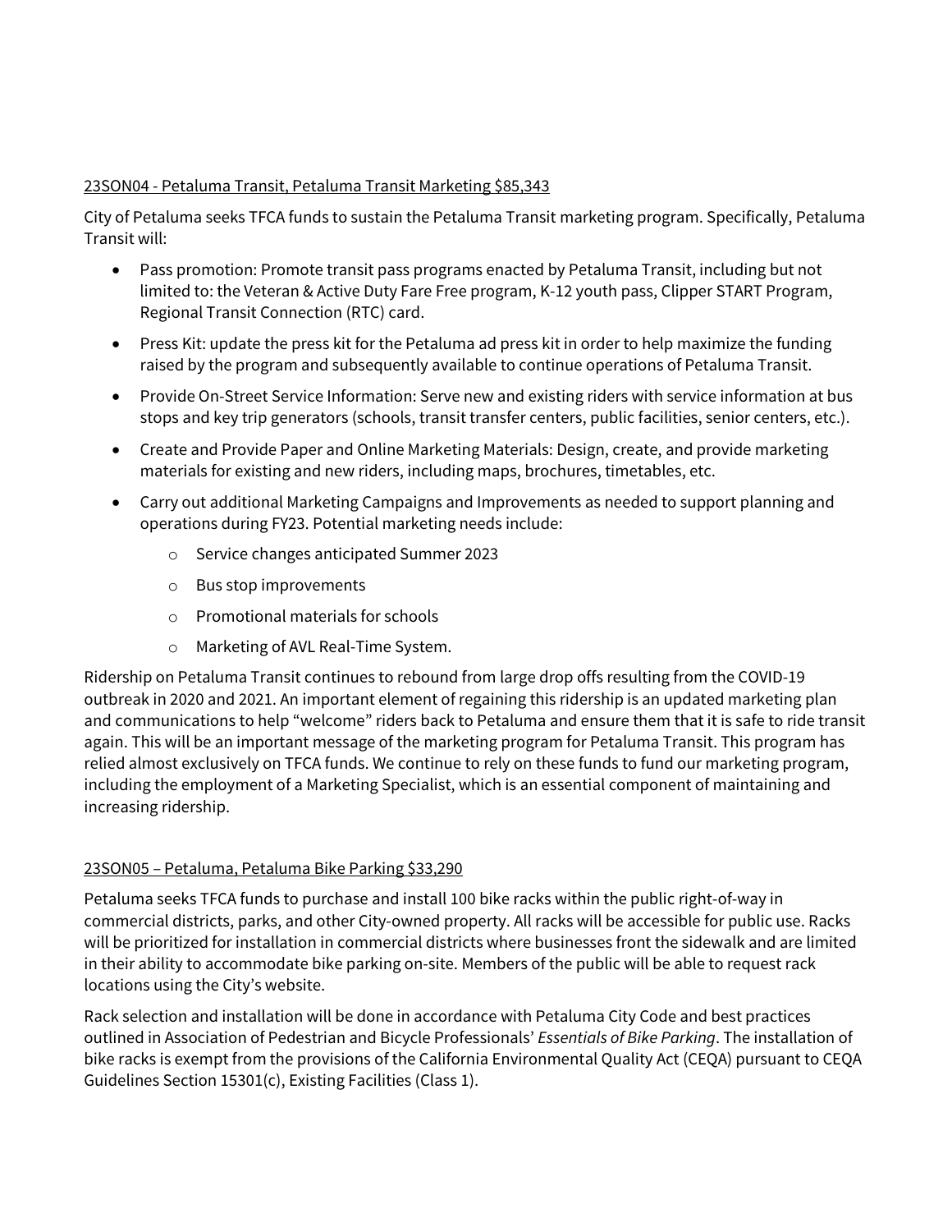23SON04 - Petaluma Transit, Petaluma Transit Marketing $85,343

City of Petaluma seeks TFCA funds to sustain the Petaluma Transit marketing program. Specifically, Petaluma Transit will:

- Pass promotion: Promote transit pass programs enacted by Petaluma Transit, including but not limited to: the Veteran & Active Duty Fare Free program, K-12 youth pass, Clipper START Program, Regional Transit Connection (RTC) card.
- Press Kit: update the press kit for the Petaluma ad press kit in order to help maximize the funding raised by the program and subsequently available to continue operations of Petaluma Transit.
- Provide On-Street Service Information: Serve new and existing riders with service information at bus stops and key trip generators (schools, transit transfer centers, public facilities, senior centers, etc.).
- Create and Provide Paper and Online Marketing Materials: Design, create, and provide marketing materials for existing and new riders, including maps, brochures, timetables, etc.
- Carry out additional Marketing Campaigns and Improvements as needed to support planning and operations during FY23. Potential marketing needs include:
  - Service changes anticipated Summer 2023
  - Bus stop improvements
  - Promotional materials for schools
  - Marketing of AVL Real-Time System.

Ridership on Petaluma Transit continues to rebound from large drop offs resulting from the COVID-19 outbreak in 2020 and 2021. An important element of regaining this ridership is an updated marketing plan and communications to help "welcome" riders back to Petaluma and ensure them that it is safe to ride transit again. This will be an important message of the marketing program for Petaluma Transit. This program has relied almost exclusively on TFCA funds. We continue to rely on these funds to fund our marketing program, including the employment of a Marketing Specialist, which is an essential component of maintaining and increasing ridership.

23SON05 – Petaluma, Petaluma Bike Parking $33,290

Petaluma seeks TFCA funds to purchase and install 100 bike racks within the public right-of-way in commercial districts, parks, and other City-owned property. All racks will be accessible for public use. Racks will be prioritized for installation in commercial districts where businesses front the sidewalk and are limited in their ability to accommodate bike parking on-site. Members of the public will be able to request rack locations using the City's website.

Rack selection and installation will be done in accordance with Petaluma City Code and best practices outlined in Association of Pedestrian and Bicycle Professionals' *Essentials of Bike Parking*. The installation of bike racks is exempt from the provisions of the California Environmental Quality Act (CEQA) pursuant to CEQA Guidelines Section 15301(c), Existing Facilities (Class 1).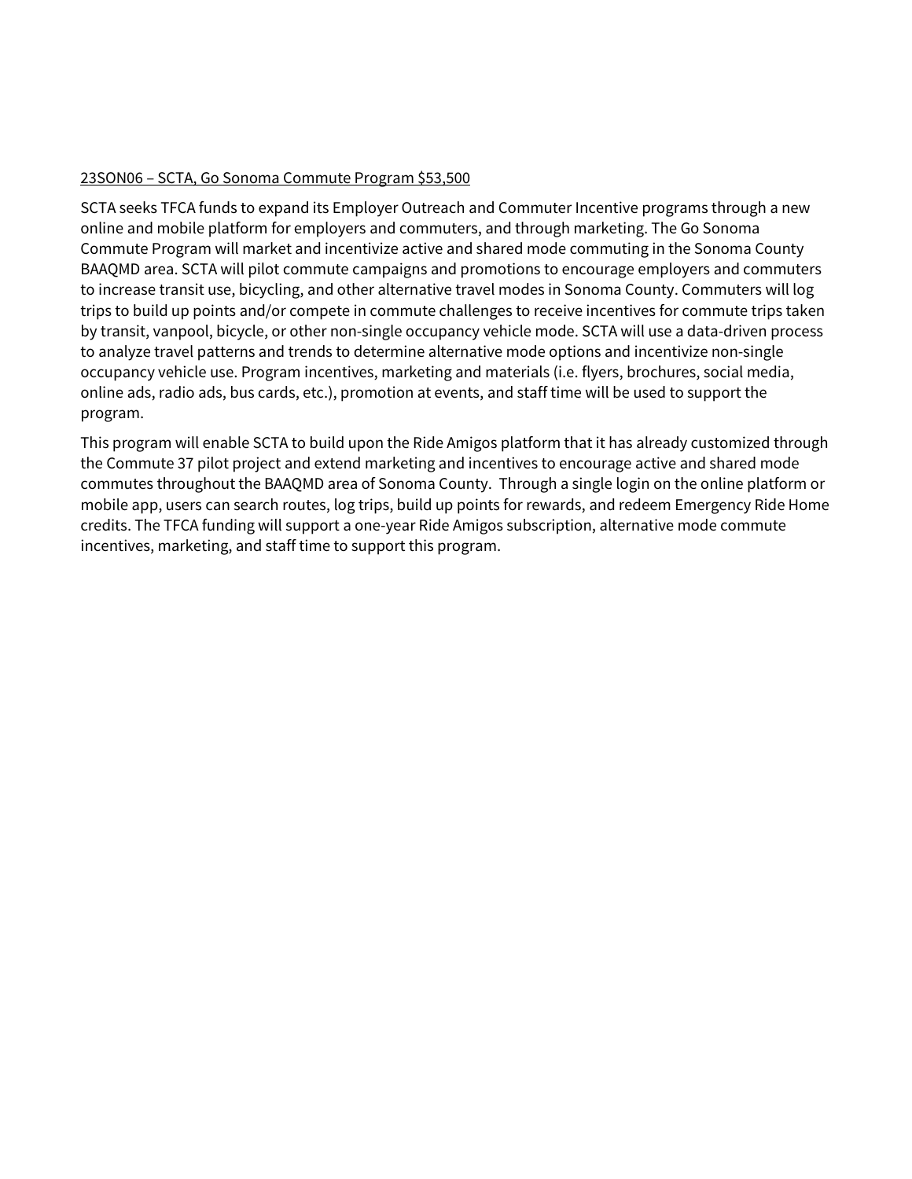23SON06 – SCTA, Go Sonoma Commute Program $53,500

SCTA seeks TFCA funds to expand its Employer Outreach and Commuter Incentive programs through a new online and mobile platform for employers and commuters, and through marketing. The Go Sonoma Commute Program will market and incentivize active and shared mode commuting in the Sonoma County BAAQMD area. SCTA will pilot commute campaigns and promotions to encourage employers and commuters to increase transit use, bicycling, and other alternative travel modes in Sonoma County. Commuters will log trips to build up points and/or compete in commute challenges to receive incentives for commute trips taken by transit, vanpool, bicycle, or other non-single occupancy vehicle mode. SCTA will use a data-driven process to analyze travel patterns and trends to determine alternative mode options and incentivize non-single occupancy vehicle use. Program incentives, marketing and materials (i.e. flyers, brochures, social media, online ads, radio ads, bus cards, etc.), promotion at events, and staff time will be used to support the program.

This program will enable SCTA to build upon the Ride Amigos platform that it has already customized through the Commute 37 pilot project and extend marketing and incentives to encourage active and shared mode commutes throughout the BAAQMD area of Sonoma County. Through a single login on the online platform or mobile app, users can search routes, log trips, build up points for rewards, and redeem Emergency Ride Home credits. The TFCA funding will support a one-year Ride Amigos subscription, alternative mode commute incentives, marketing, and staff time to support this program.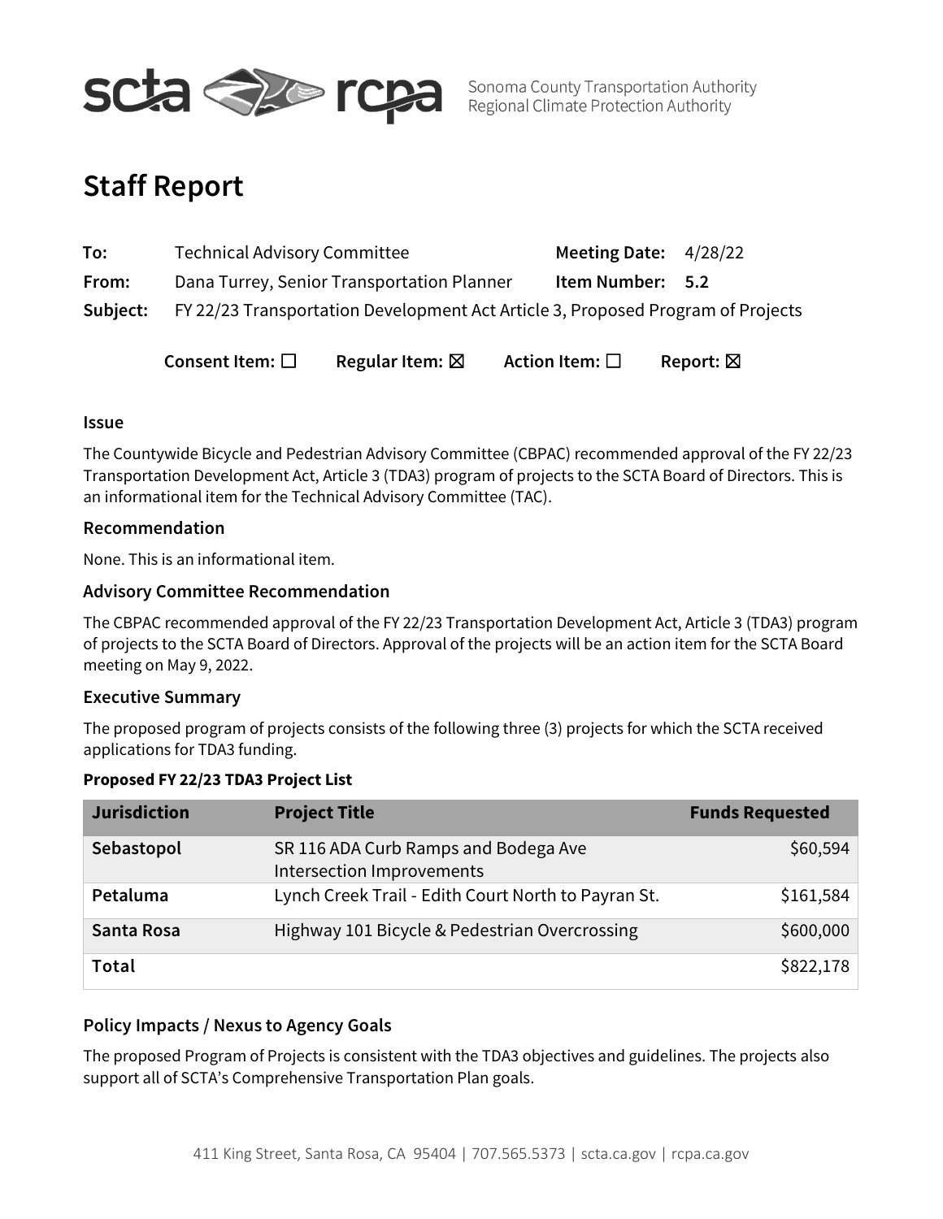# Staff Report

| | | | |
|---|---|---|---|
| **To:** | Technical Advisory Committee | **Meeting Date:** | 4/28/22 |
| **From:** | Dana Turrey, Senior Transportation Planner | **Item Number:** | **5.2** |
| **Subject:** | FY 22/23 Transportation Development Act Article 3, Proposed Program of Projects | | |

**Consent Item:** ☐ **Regular Item:** ☒ **Action Item:** ☐ **Report:** ☒

### Issue

The Countywide Bicycle and Pedestrian Advisory Committee (CBPAC) recommended approval of the FY 22/23 Transportation Development Act, Article 3 (TDA3) program of projects to the SCTA Board of Directors. This is an informational item for the Technical Advisory Committee (TAC).

### Recommendation

None. This is an informational item.

### Advisory Committee Recommendation

The CBPAC recommended approval of the FY 22/23 Transportation Development Act, Article 3 (TDA3) program of projects to the SCTA Board of Directors. Approval of the projects will be an action item for the SCTA Board meeting on May 9, 2022.

### Executive Summary

The proposed program of projects consists of the following three (3) projects for which the SCTA received applications for TDA3 funding.

**Proposed FY 22/23 TDA3 Project List**

| Jurisdiction | Project Title | Funds Requested |
|---|---|---:|
| **Sebastopol** | SR 116 ADA Curb Ramps and Bodega Ave Intersection Improvements | $60,594 |
| **Petaluma** | Lynch Creek Trail - Edith Court North to Payran St. | $161,584 |
| **Santa Rosa** | Highway 101 Bicycle & Pedestrian Overcrossing | $600,000 |
| **Total** | | $822,178 |

### Policy Impacts / Nexus to Agency Goals

The proposed Program of Projects is consistent with the TDA3 objectives and guidelines. The projects also support all of SCTA's Comprehensive Transportation Plan goals.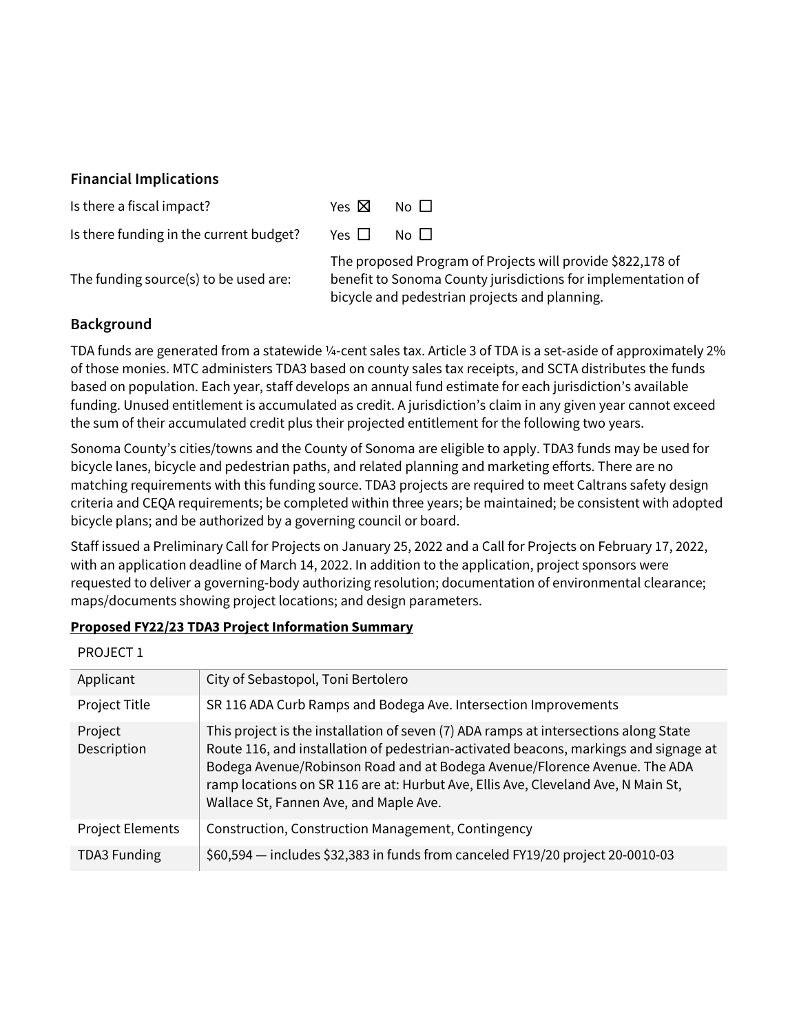### Financial Implications

| | | |
|---|---|---|
| Is there a fiscal impact? | Yes ☒ | No ☐ |
| Is there funding in the current budget? | Yes ☐ | No ☐ |

The funding source(s) to be used are: The proposed Program of Projects will provide $822,178 of benefit to Sonoma County jurisdictions for implementation of bicycle and pedestrian projects and planning.

### Background

TDA funds are generated from a statewide ¼-cent sales tax. Article 3 of TDA is a set-aside of approximately 2% of those monies. MTC administers TDA3 based on county sales tax receipts, and SCTA distributes the funds based on population. Each year, staff develops an annual fund estimate for each jurisdiction's available funding. Unused entitlement is accumulated as credit. A jurisdiction's claim in any given year cannot exceed the sum of their accumulated credit plus their projected entitlement for the following two years.

Sonoma County's cities/towns and the County of Sonoma are eligible to apply. TDA3 funds may be used for bicycle lanes, bicycle and pedestrian paths, and related planning and marketing efforts. There are no matching requirements with this funding source. TDA3 projects are required to meet Caltrans safety design criteria and CEQA requirements; be completed within three years; be maintained; be consistent with adopted bicycle plans; and be authorized by a governing council or board.

Staff issued a Preliminary Call for Projects on January 25, 2022 and a Call for Projects on February 17, 2022, with an application deadline of March 14, 2022. In addition to the application, project sponsors were requested to deliver a governing-body authorizing resolution; documentation of environmental clearance; maps/documents showing project locations; and design parameters.

**Proposed FY22/23 TDA3 Project Information Summary**

PROJECT 1

| | |
|---|---|
| Applicant | City of Sebastopol, Toni Bertolero |
| Project Title | SR 116 ADA Curb Ramps and Bodega Ave. Intersection Improvements |
| Project Description | This project is the installation of seven (7) ADA ramps at intersections along State Route 116, and installation of pedestrian-activated beacons, markings and signage at Bodega Avenue/Robinson Road and at Bodega Avenue/Florence Avenue. The ADA ramp locations on SR 116 are at: Hurbut Ave, Ellis Ave, Cleveland Ave, N Main St, Wallace St, Fannen Ave, and Maple Ave. |
| Project Elements | Construction, Construction Management, Contingency |
| TDA3 Funding | $60,594 — includes $32,383 in funds from canceled FY19/20 project 20-0010-03 |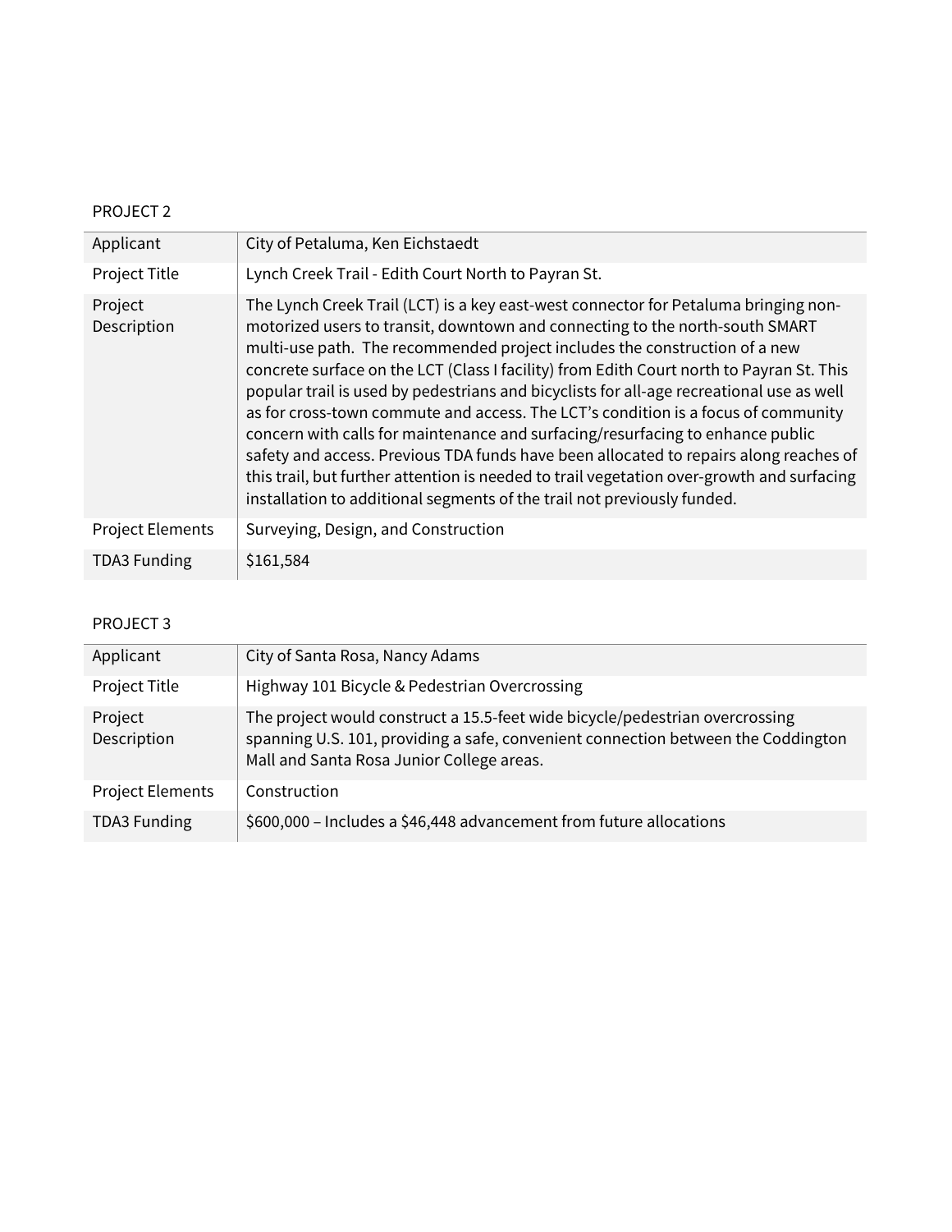PROJECT 2

| | |
|---|---|
| Applicant | City of Petaluma, Ken Eichstaedt |
| Project Title | Lynch Creek Trail - Edith Court North to Payran St. |
| Project Description | The Lynch Creek Trail (LCT) is a key east-west connector for Petaluma bringing non-motorized users to transit, downtown and connecting to the north-south SMART multi-use path. The recommended project includes the construction of a new concrete surface on the LCT (Class I facility) from Edith Court north to Payran St. This popular trail is used by pedestrians and bicyclists for all-age recreational use as well as for cross-town commute and access. The LCT's condition is a focus of community concern with calls for maintenance and surfacing/resurfacing to enhance public safety and access. Previous TDA funds have been allocated to repairs along reaches of this trail, but further attention is needed to trail vegetation over-growth and surfacing installation to additional segments of the trail not previously funded. |
| Project Elements | Surveying, Design, and Construction |
| TDA3 Funding | $161,584 |

PROJECT 3

| | |
|---|---|
| Applicant | City of Santa Rosa, Nancy Adams |
| Project Title | Highway 101 Bicycle & Pedestrian Overcrossing |
| Project Description | The project would construct a 15.5-feet wide bicycle/pedestrian overcrossing spanning U.S. 101, providing a safe, convenient connection between the Coddington Mall and Santa Rosa Junior College areas. |
| Project Elements | Construction |
| TDA3 Funding | $600,000 – Includes a $46,448 advancement from future allocations |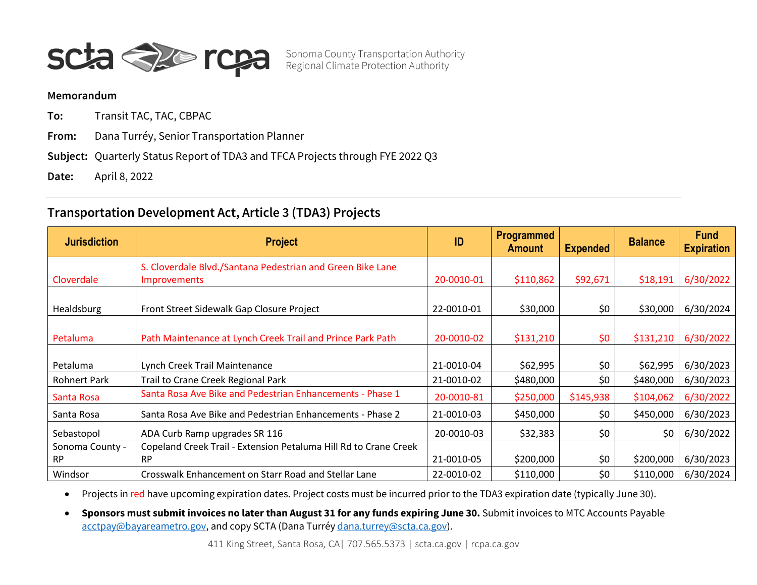scta rcpa Sonoma County Transportation Authority Regional Climate Protection Authority

**Memorandum**

**To:** Transit TAC, TAC, CBPAC

**From:** Dana Turréy, Senior Transportation Planner

**Subject:** Quarterly Status Report of TDA3 and TFCA Projects through FYE 2022 Q3

**Date:** April 8, 2022

---

## Transportation Development Act, Article 3 (TDA3) Projects

| Jurisdiction | Project | ID | Programmed Amount | Expended | Balance | Fund Expiration |
|---|---|---|---|---|---|---|
| Cloverdale | S. Cloverdale Blvd./Santana Pedestrian and Green Bike Lane Improvements | 20-0010-01 | $110,862 | $92,671 | $18,191 | 6/30/2022 |
| Healdsburg | Front Street Sidewalk Gap Closure Project | 22-0010-01 | $30,000 | $0 | $30,000 | 6/30/2024 |
| Petaluma | Path Maintenance at Lynch Creek Trail and Prince Park Path | 20-0010-02 | $131,210 | $0 | $131,210 | 6/30/2022 |
| Petaluma | Lynch Creek Trail Maintenance | 21-0010-04 | $62,995 | $0 | $62,995 | 6/30/2023 |
| Rohnert Park | Trail to Crane Creek Regional Park | 21-0010-02 | $480,000 | $0 | $480,000 | 6/30/2023 |
| Santa Rosa | Santa Rosa Ave Bike and Pedestrian Enhancements - Phase 1 | 20-0010-81 | $250,000 | $145,938 | $104,062 | 6/30/2022 |
| Santa Rosa | Santa Rosa Ave Bike and Pedestrian Enhancements - Phase 2 | 21-0010-03 | $450,000 | $0 | $450,000 | 6/30/2023 |
| Sebastopol | ADA Curb Ramp upgrades SR 116 | 20-0010-03 | $32,383 | $0 | $0 | 6/30/2022 |
| Sonoma County - RP | Copeland Creek Trail - Extension Petaluma Hill Rd to Crane Creek RP | 21-0010-05 | $200,000 | $0 | $200,000 | 6/30/2023 |
| Windsor | Crosswalk Enhancement on Starr Road and Stellar Lane | 22-0010-02 | $110,000 | $0 | $110,000 | 6/30/2024 |

- Projects in red have upcoming expiration dates. Project costs must be incurred prior to the TDA3 expiration date (typically June 30).
- **Sponsors must submit invoices no later than August 31 for any funds expiring June 30.** Submit invoices to MTC Accounts Payable acctpay@bayareametro.gov, and copy SCTA (Dana Turréy dana.turrey@scta.ca.gov).

411 King Street, Santa Rosa, CA| 707.565.5373 | scta.ca.gov | rcpa.ca.gov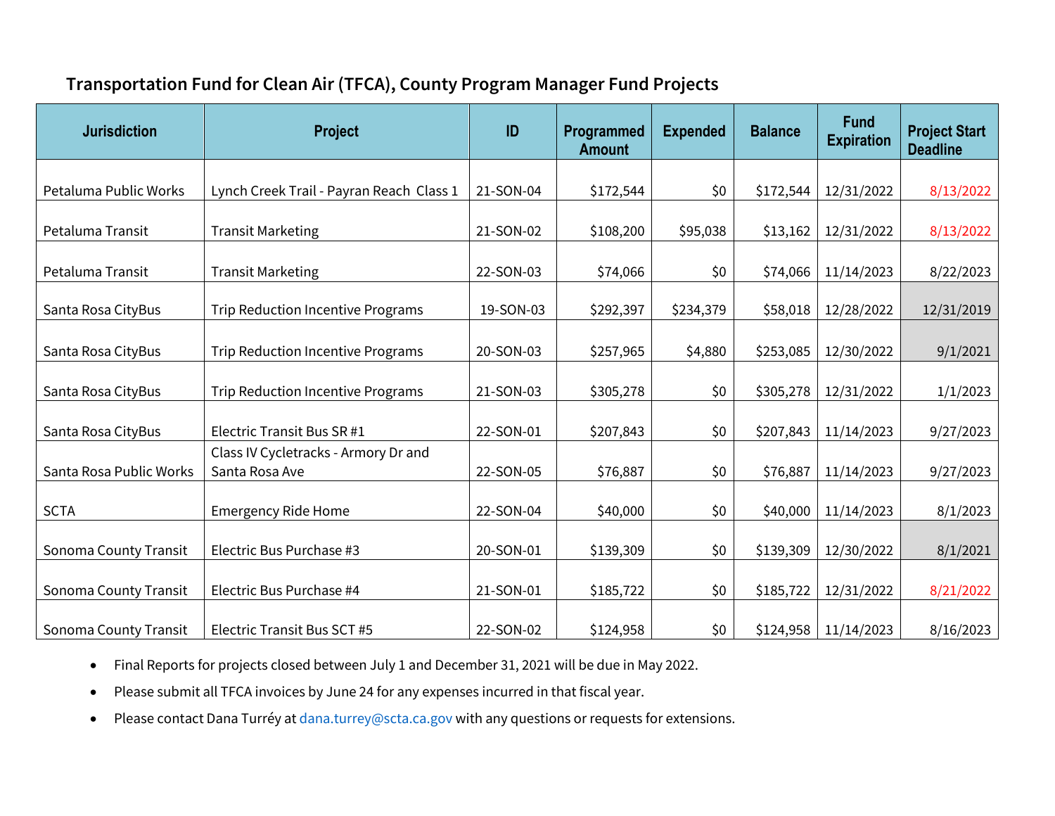## Transportation Fund for Clean Air (TFCA), County Program Manager Fund Projects

| Jurisdiction | Project | ID | Programmed Amount | Expended | Balance | Fund Expiration | Project Start Deadline |
|---|---|---|---|---|---|---|---|
| Petaluma Public Works | Lynch Creek Trail - Payran Reach Class 1 | 21-SON-04 | $172,544 | $0 | $172,544 | 12/31/2022 | 8/13/2022 |
| Petaluma Transit | Transit Marketing | 21-SON-02 | $108,200 | $95,038 | $13,162 | 12/31/2022 | 8/13/2022 |
| Petaluma Transit | Transit Marketing | 22-SON-03 | $74,066 | $0 | $74,066 | 11/14/2023 | 8/22/2023 |
| Santa Rosa CityBus | Trip Reduction Incentive Programs | 19-SON-03 | $292,397 | $234,379 | $58,018 | 12/28/2022 | 12/31/2019 |
| Santa Rosa CityBus | Trip Reduction Incentive Programs | 20-SON-03 | $257,965 | $4,880 | $253,085 | 12/30/2022 | 9/1/2021 |
| Santa Rosa CityBus | Trip Reduction Incentive Programs | 21-SON-03 | $305,278 | $0 | $305,278 | 12/31/2022 | 1/1/2023 |
| Santa Rosa CityBus | Electric Transit Bus SR #1 | 22-SON-01 | $207,843 | $0 | $207,843 | 11/14/2023 | 9/27/2023 |
| Santa Rosa Public Works | Class IV Cycletracks - Armory Dr and Santa Rosa Ave | 22-SON-05 | $76,887 | $0 | $76,887 | 11/14/2023 | 9/27/2023 |
| SCTA | Emergency Ride Home | 22-SON-04 | $40,000 | $0 | $40,000 | 11/14/2023 | 8/1/2023 |
| Sonoma County Transit | Electric Bus Purchase #3 | 20-SON-01 | $139,309 | $0 | $139,309 | 12/30/2022 | 8/1/2021 |
| Sonoma County Transit | Electric Bus Purchase #4 | 21-SON-01 | $185,722 | $0 | $185,722 | 12/31/2022 | 8/21/2022 |
| Sonoma County Transit | Electric Transit Bus SCT #5 | 22-SON-02 | $124,958 | $0 | $124,958 | 11/14/2023 | 8/16/2023 |

- Final Reports for projects closed between July 1 and December 31, 2021 will be due in May 2022.
- Please submit all TFCA invoices by June 24 for any expenses incurred in that fiscal year.
- Please contact Dana Turréy at dana.turrey@scta.ca.gov with any questions or requests for extensions.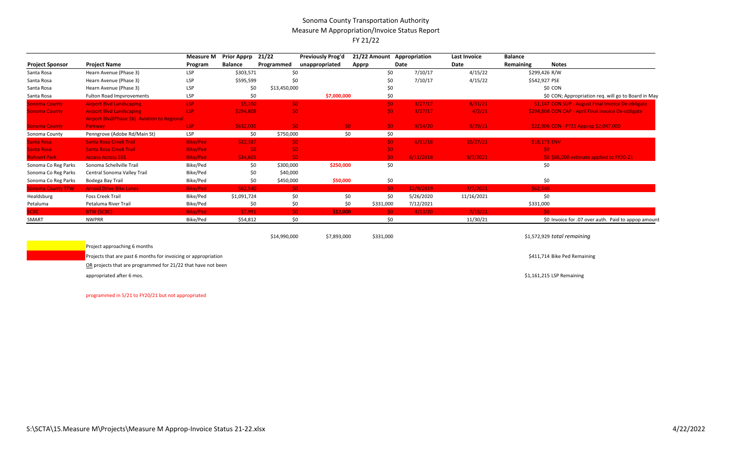# Sonoma County Transportation Authority

## Measure M Appropriation/Invoice Status Report

### FY 21/22

| Project Sponsor | Project Name | Measure M Program | Prior Apprp Balance | 21/22 Programmed | Previously Prog'd unappropriated | 21/22 Amount Apprp | Appropriation Date | Last Invoice Date | Balance Remaining | Notes |
|---|---|---|---|---|---|---|---|---|---|---|
| Santa Rosa | Hearn Avenue (Phase 3) | LSP | $303,571 | $0 | | $0 | 7/10/17 | 4/15/22 | $299,426 | R/W |
| Santa Rosa | Hearn Avenue (Phase 3) | LSP | $595,599 | $0 | | $0 | 7/10/17 | 4/15/22 | $542,927 | PSE |
| Santa Rosa | Hearn Avenue (Phase 3) | LSP | $0 | $13,450,000 | | $0 | | | $0 | CON |
| Santa Rosa | Fulton Road Impvrovements | LSP | $0 | | $7,000,000 | $0 | | | $0 | CON; Appropriation req. will go to Board in May |
| Sonoma County | Airport Blvd Landscaping | LSP | $5,100 | $0 | | $0 | 3/27/17 | 8/31/21 | $1,147 | CON SUP - August Final Invoice De-obligate |
| Sonoma County | Airport Blvd Landscaping | LSP | $294,808 | $0 | | $0 | 3/27/17 | 4/2/21 | $294,808 | CON CAP - April Final Invoice De-obligate |
| Sonoma County | Airport Blvd(Phase 1b) Aviation to Regional Parkway | LSP | $632,035 | $0 | $0 | $0 | 9/14/20 | 9/29/21 | $22,906 | CON - FY21 Approp $2,047,000 |
| Sonoma County | Penngrove (Adobe Rd/Main St) | LSP | $0 | $750,000 | $0 | $0 | | | | |
| Santa Rosa | Santa Rosa Creek Trail | Bike/Ped | $22,387 | $0 | | $0 | 6/11/18 | 10/27/21 | $18,173 | ENV |
| Santa Rosa | Santa Rosa Creek Trail | Bike/Ped | $0 | $0 | | $0 | | | $0 | |
| Rohnert Park | Access Across 101 | Bike/Ped | $34,601 | $0 | | $0 | 6/11/2018 | 9/7/2021 | $0 | $86,000 estimate applied to FY20-21 |
| Sonoma Co Reg Parks | Sonoma Schellville Trail | Bike/Ped | $0 | $300,000 | $250,000 | $0 | | | $0 | |
| Sonoma Co Reg Parks | Central Sonoma Valley Trail | Bike/Ped | $0 | $40,000 | | | | | | |
| Sonoma Co Reg Parks | Bodega Bay Trail | Bike/Ped | $0 | $450,000 | $50,000 | $0 | | | $0 | |
| Sonoma County TPW | Arnold Drive Bike Lanes | Bike/Ped | $62,540 | $0 | | $0 | 12/9/2019 | 7/7/2021 | $62,540 | |
| Healdsburg | Foss Creek Trail | Bike/Ped | $1,091,724 | $0 | $0 | $0 | 5/26/2020 | 11/16/2021 | $0 | |
| Petaluma | Petaluma River Trail | Bike/Ped | $0 | $0 | $0 | $331,000 | 7/12/2021 | | $331,000 | |
| SCBC | BTW (SCBC) | Bike/Ped | $7,991 | $0 | $12,000 | $0 | 4/13/20 | 7/15/21 | $0 | |
| SMART | NWPRR | Bike/Ped | $54,812 | $0 | | $0 | | 11/30/21 | $0 | Invoice for .07 over auth. Paid to appop amount |
| | | | | $14,990,000 | $7,893,000 | $331,000 | | | $1,572,929 | *total remaining* |

Project approaching 6 months

Projects that are past 6 months for invoicing or appropriation

OR projects that are programmed for 21/22 that have not been appropriated after 6 mos.

$411,714 Bike Ped Remaining

$1,161,215 LSP Remaining

programmed in 5/21 to FY20/21 but not appropriated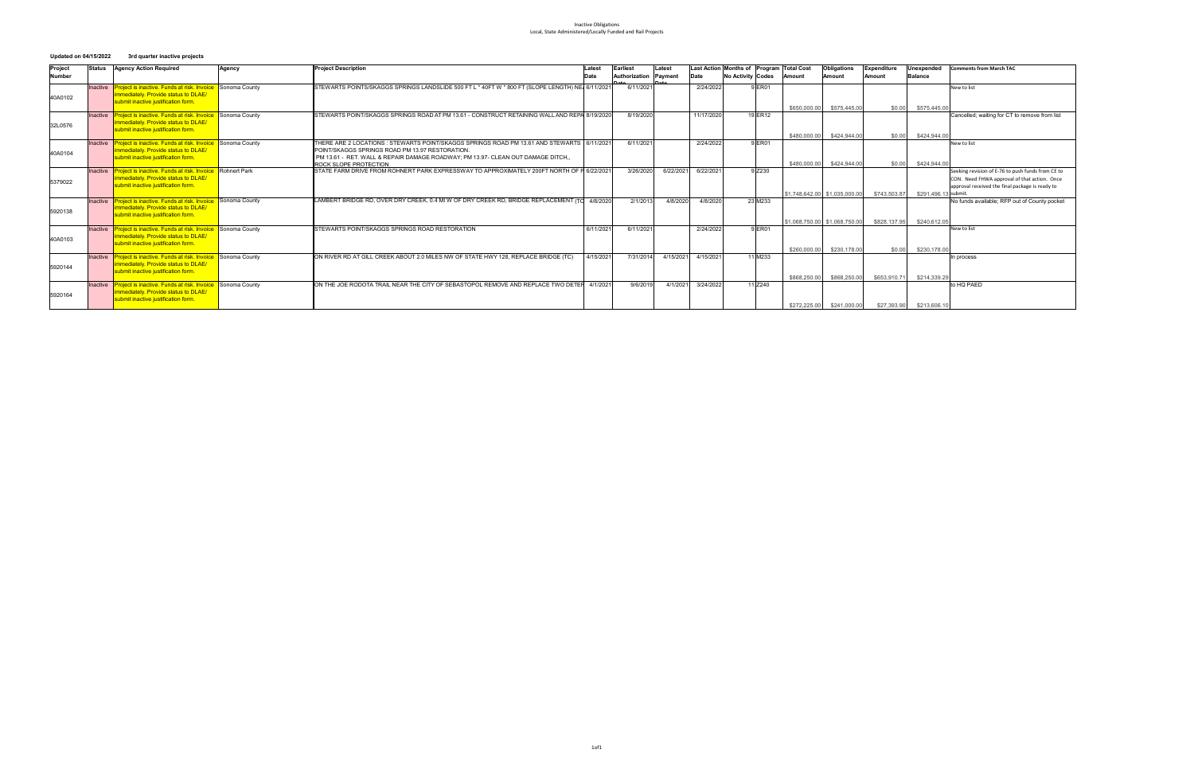# Inactive Obligations
## Local, State Administered/Locally Funded and Rail Projects

**Updated on 04/15/2022** **3rd quarter inactive projects**

| Project Number | Status | Agency Action Required | Agency | Project Description | Latest Date | Earliest Authorization Date | Latest Payment Date | Last Action Date | Months of No Activity | Program Codes | Total Cost Amount | Obligations Amount | Expenditure Amount | Unexpended Balance | Comments from March TAC |
|---|---|---|---|---|---|---|---|---|---|---|---|---|---|---|---|
| 40A0102 | Inactive | Project is inactive. Funds at risk. Invoice immediately. Provide status to DLAE/ submit inactive justification form. | Sonoma County | STEWARTS POINTS/SKAGGS SPRINGS LANDSLIDE 500 FT L * 40FT W * 800 FT (SLOPE LENGTH) NE/ | 6/11/2021 | 6/11/2021 | | 2/24/2022 | 9 | ER01 | $650,000.00 | $575,445.00 | $0.00 | $575,445.00 | New to list |
| 32L0576 | Inactive | Project is inactive. Funds at risk. Invoice immediately. Provide status to DLAE/ submit inactive justification form. | Sonoma County | STEWARTS POINT/SKAGGS SPRINGS ROAD AT PM 13.61 - CONSTRUCT RETAINING WALL AND REPA | 8/19/2020 | 8/19/2020 | | 11/17/2020 | 19 | ER12 | $480,000.00 | $424,944.00 | $0.00 | $424,944.00 | Cancelled; waiting for CT to remove from list |
| 40A0104 | Inactive | Project is inactive. Funds at risk. Invoice immediately. Provide status to DLAE/ submit inactive justification form. | Sonoma County | THERE ARE 2 LOCATIONS : STEWARTS POINT/SKAGGS SPRINGS ROAD PM 13.61 AND STEWARTS POINT/SKAGGS SPRINGS ROAD PM 13.97 RESTORATION. PM 13.61 - RET. WALL & REPAIR DAMAGE ROADWAY; PM 13.97- CLEAN OUT DAMAGE DITCH,, ROCK SLOPE PROTECTION | 6/11/2021 | 6/11/2021 | | 2/24/2022 | 9 | ER01 | $480,000.00 | $424,944.00 | $0.00 | $424,944.00 | New to list |
| 5379022 | Inactive | Project is inactive. Funds at risk. Invoice immediately. Provide status to DLAE/ submit inactive justification form. | Rohnert Park | STATE FARM DRIVE FROM ROHNERT PARK EXPRESSWAY TO APPROXIMATELY 200FT NORTH OF F | 6/22/2021 | 3/26/2020 | 6/22/2021 | 6/22/2021 | 9 | Z230 | $1,748,642.00 | $1,035,000.00 | $743,503.87 | $291,496.13 | Seeking revision of E-76 to push funds from CE to CON. Need FHWA approval of that action. Once approval received the final package is ready to submit. |
| 5920138 | Inactive | Project is inactive. Funds at risk. Invoice immediately. Provide status to DLAE/ submit inactive justification form. | Sonoma County | LAMBERT BRIDGE RD, OVER DRY CREEK, 0.4 MI W OF DRY CREEK RD, BRIDGE REPLACEMENT (TC | 4/8/2020 | 2/1/2013 | 4/8/2020 | 4/8/2020 | 23 | M233 | $1,068,750.00 | $1,068,750.00 | $828,137.95 | $240,612.05 | No funds available; RFP out of County pocket |
| 40A0103 | Inactive | Project is inactive. Funds at risk. Invoice immediately. Provide status to DLAE/ submit inactive justification form. | Sonoma County | STEWARTS POINT/SKAGGS SPRINGS ROAD RESTORATION | 6/11/2021 | 6/11/2021 | | 2/24/2022 | 9 | ER01 | $260,000.00 | $230,178.00 | $0.00 | $230,178.00 | New to list |
| 5920144 | Inactive | Project is inactive. Funds at risk. Invoice immediately. Provide status to DLAE/ submit inactive justification form. | Sonoma County | ON RIVER RD AT GILL CREEK ABOUT 2.0 MILES NW OF STATE HWY 128, REPLACE BRIDGE (TC) | 4/15/2021 | 7/31/2014 | 4/15/2021 | 4/15/2021 | 11 | M233 | $868,250.00 | $868,250.00 | $653,910.71 | $214,339.29 | In process |
| 5920164 | Inactive | Project is inactive. Funds at risk. Invoice immediately. Provide status to DLAE/ submit inactive justification form. | Sonoma County | ON THE JOE RODOTA TRAIL NEAR THE CITY OF SEBASTOPOL REMOVE AND REPLACE TWO DETER | 4/1/2021 | 9/6/2019 | 4/1/2021 | 3/24/2022 | 11 | Z240 | $272,225.00 | $241,000.00 | $27,393.90 | $213,606.10 | to HQ PAED |